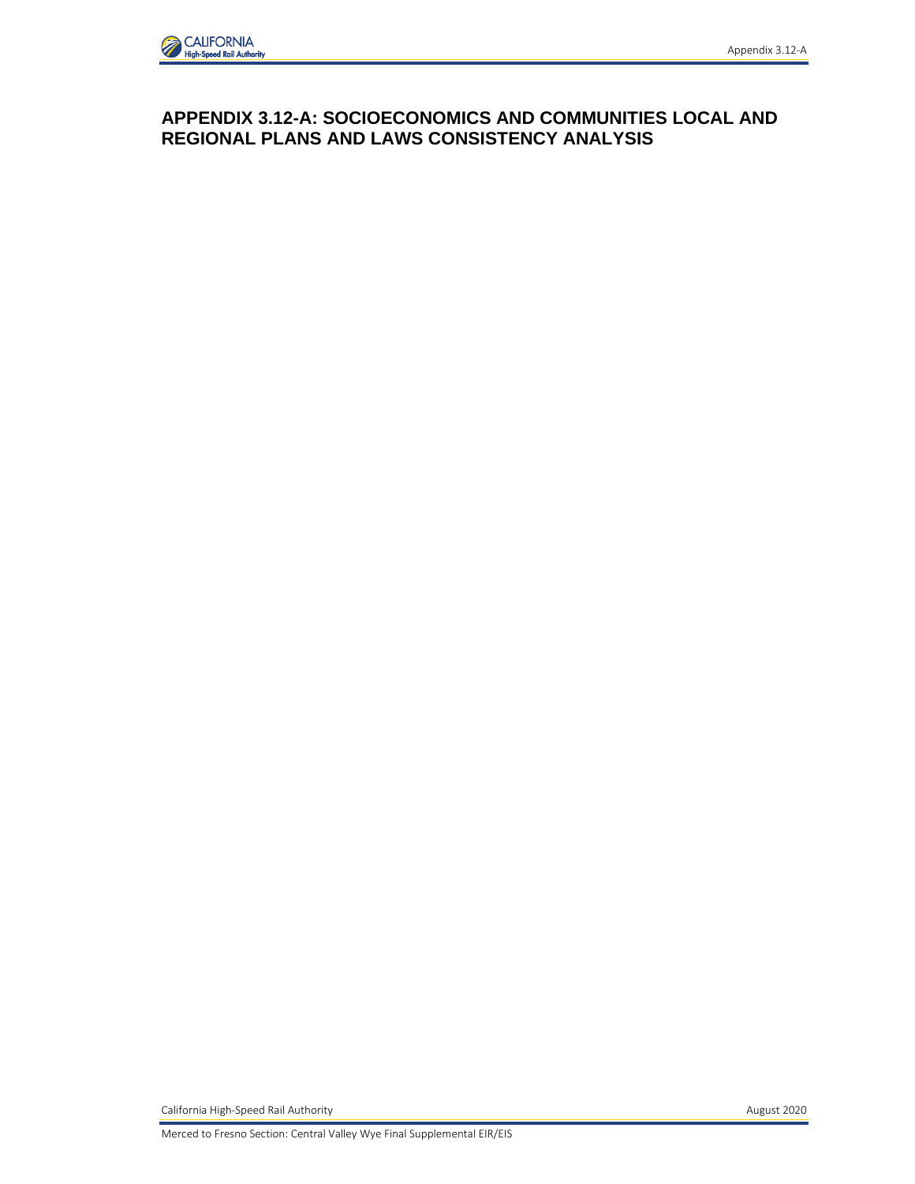# APPENDIX 3.12-A: SOCIOECONOMICS AND COMMUNITIES LOCAL AND REGIONAL PLANS AND LAWS CONSISTENCY ANALYSIS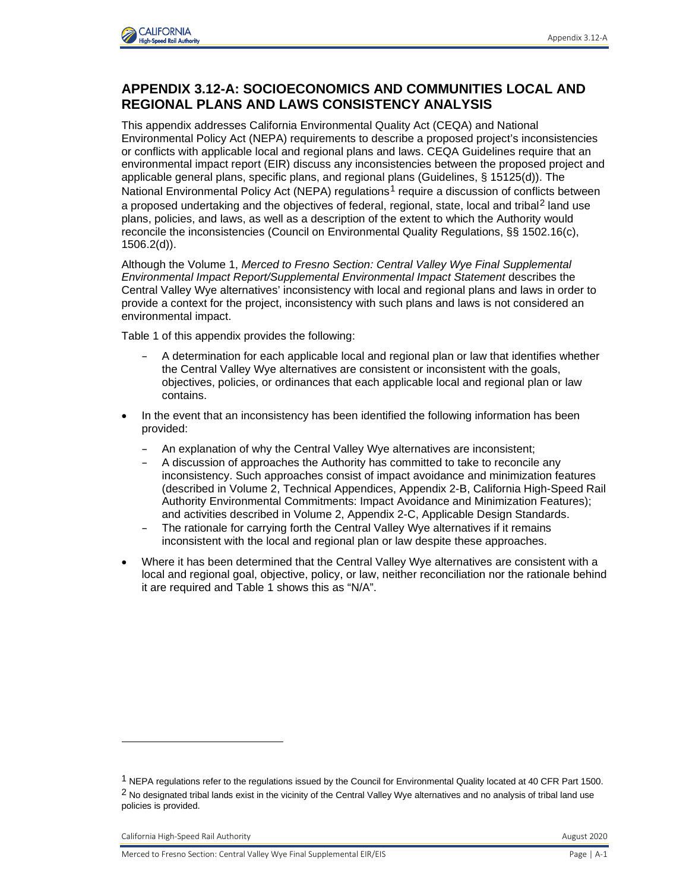## APPENDIX 3.12-A: SOCIOECONOMICS AND COMMUNITIES LOCAL AND REGIONAL PLANS AND LAWS CONSISTENCY ANALYSIS

This appendix addresses California Environmental Quality Act (CEQA) and National Environmental Policy Act (NEPA) requirements to describe a proposed project's inconsistencies or conflicts with applicable local and regional plans and laws. CEQA Guidelines require that an environmental impact report (EIR) discuss any inconsistencies between the proposed project and applicable general plans, specific plans, and regional plans (Guidelines, § 15125(d)). The National Environmental Policy Act (NEPA) regulations[1] require a discussion of conflicts between a proposed undertaking and the objectives of federal, regional, state, local and tribal[2] land use plans, policies, and laws, as well as a description of the extent to which the Authority would reconcile the inconsistencies (Council on Environmental Quality Regulations, §§ 1502.16(c), 1506.2(d)).

Although the Volume 1, *Merced to Fresno Section: Central Valley Wye Final Supplemental Environmental Impact Report/Supplemental Environmental Impact Statement* describes the Central Valley Wye alternatives' inconsistency with local and regional plans and laws in order to provide a context for the project, inconsistency with such plans and laws is not considered an environmental impact.

Table 1 of this appendix provides the following:

- A determination for each applicable local and regional plan or law that identifies whether the Central Valley Wye alternatives are consistent or inconsistent with the goals, objectives, policies, or ordinances that each applicable local and regional plan or law contains.
- In the event that an inconsistency has been identified the following information has been provided:
  - An explanation of why the Central Valley Wye alternatives are inconsistent;
  - A discussion of approaches the Authority has committed to take to reconcile any inconsistency. Such approaches consist of impact avoidance and minimization features (described in Volume 2, Technical Appendices, Appendix 2-B, California High-Speed Rail Authority Environmental Commitments: Impact Avoidance and Minimization Features); and activities described in Volume 2, Appendix 2-C, Applicable Design Standards.
  - The rationale for carrying forth the Central Valley Wye alternatives if it remains inconsistent with the local and regional plan or law despite these approaches.
- Where it has been determined that the Central Valley Wye alternatives are consistent with a local and regional goal, objective, policy, or law, neither reconciliation nor the rationale behind it are required and Table 1 shows this as "N/A".

---

[1] NEPA regulations refer to the regulations issued by the Council for Environmental Quality located at 40 CFR Part 1500.

[2] No designated tribal lands exist in the vicinity of the Central Valley Wye alternatives and no analysis of tribal land use policies is provided.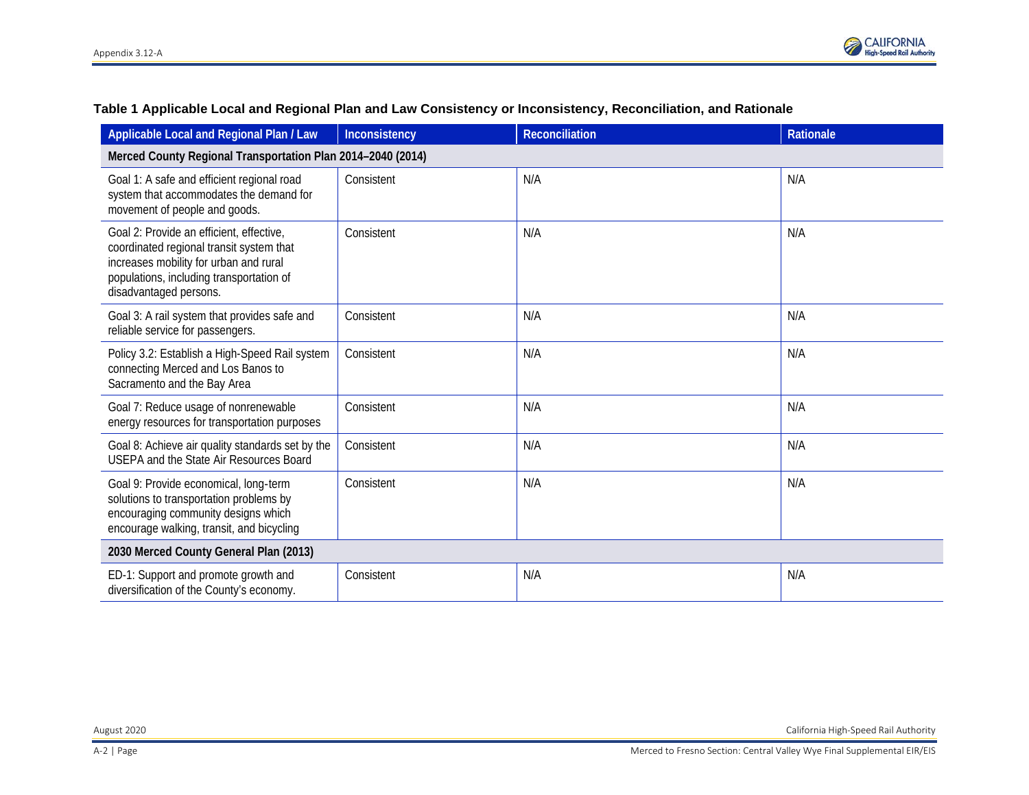**Table 1 Applicable Local and Regional Plan and Law Consistency or Inconsistency, Reconciliation, and Rationale**

| Applicable Local and Regional Plan / Law | Inconsistency | Reconciliation | Rationale |
|---|---|---|---|
| **Merced County Regional Transportation Plan 2014–2040 (2014)** | | | |
| Goal 1: A safe and efficient regional road system that accommodates the demand for movement of people and goods. | Consistent | N/A | N/A |
| Goal 2: Provide an efficient, effective, coordinated regional transit system that increases mobility for urban and rural populations, including transportation of disadvantaged persons. | Consistent | N/A | N/A |
| Goal 3: A rail system that provides safe and reliable service for passengers. | Consistent | N/A | N/A |
| Policy 3.2: Establish a High-Speed Rail system connecting Merced and Los Banos to Sacramento and the Bay Area | Consistent | N/A | N/A |
| Goal 7: Reduce usage of nonrenewable energy resources for transportation purposes | Consistent | N/A | N/A |
| Goal 8: Achieve air quality standards set by the USEPA and the State Air Resources Board | Consistent | N/A | N/A |
| Goal 9: Provide economical, long-term solutions to transportation problems by encouraging community designs which encourage walking, transit, and bicycling | Consistent | N/A | N/A |
| **2030 Merced County General Plan (2013)** | | | |
| ED-1: Support and promote growth and diversification of the County's economy. | Consistent | N/A | N/A |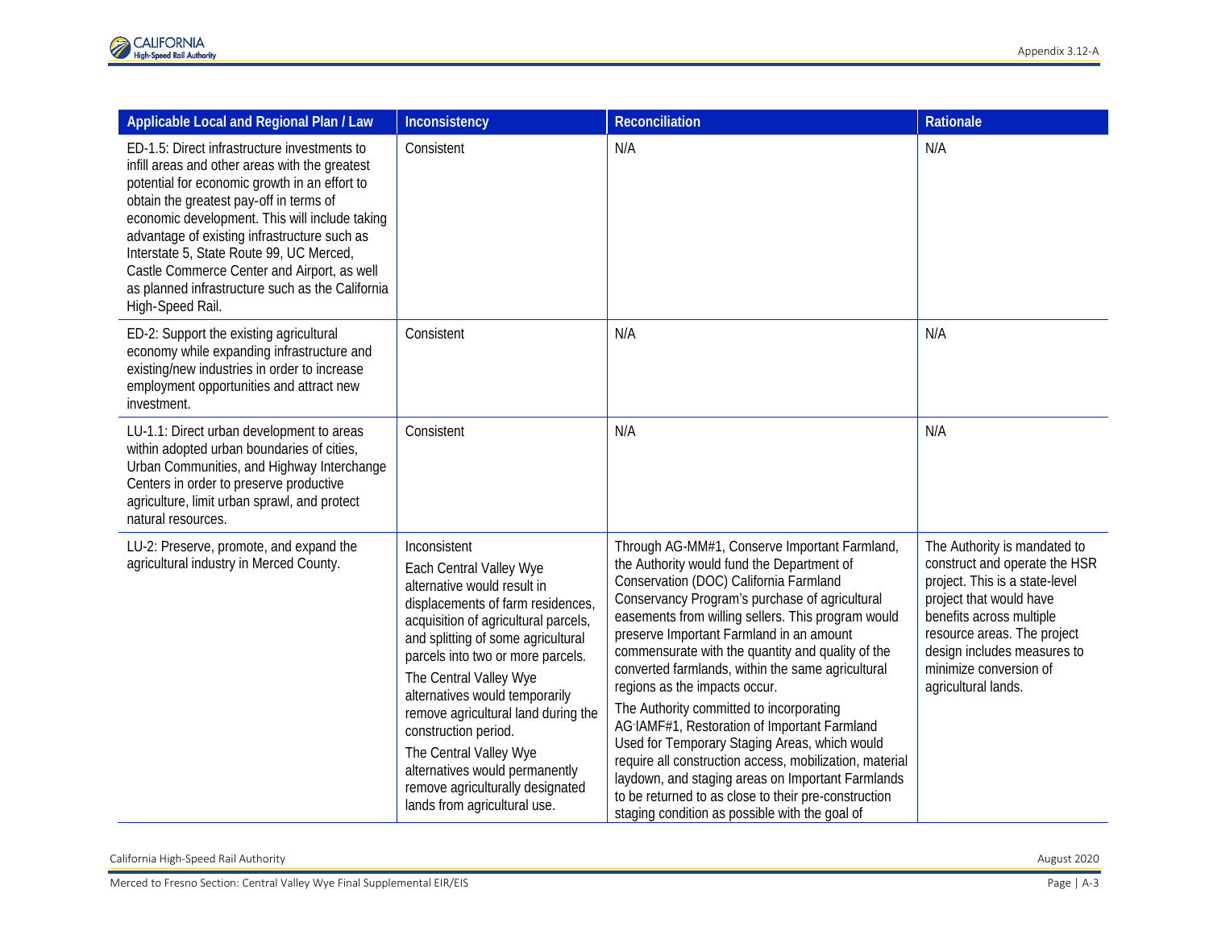| Applicable Local and Regional Plan / Law | Inconsistency | Reconciliation | Rationale |
|---|---|---|---|
| ED-1.5: Direct infrastructure investments to infill areas and other areas with the greatest potential for economic growth in an effort to obtain the greatest pay-off in terms of economic development. This will include taking advantage of existing infrastructure such as Interstate 5, State Route 99, UC Merced, Castle Commerce Center and Airport, as well as planned infrastructure such as the California High-Speed Rail. | Consistent | N/A | N/A |
| ED-2: Support the existing agricultural economy while expanding infrastructure and existing/new industries in order to increase employment opportunities and attract new investment. | Consistent | N/A | N/A |
| LU-1.1: Direct urban development to areas within adopted urban boundaries of cities, Urban Communities, and Highway Interchange Centers in order to preserve productive agriculture, limit urban sprawl, and protect natural resources. | Consistent | N/A | N/A |
| LU-2: Preserve, promote, and expand the agricultural industry in Merced County. | Inconsistent<br><br>Each Central Valley Wye alternative would result in displacements of farm residences, acquisition of agricultural parcels, and splitting of some agricultural parcels into two or more parcels.<br><br>The Central Valley Wye alternatives would temporarily remove agricultural land during the construction period.<br><br>The Central Valley Wye alternatives would permanently remove agriculturally designated lands from agricultural use. | Through AG-MM#1, Conserve Important Farmland, the Authority would fund the Department of Conservation (DOC) California Farmland Conservancy Program's purchase of agricultural easements from willing sellers. This program would preserve Important Farmland in an amount commensurate with the quantity and quality of the converted farmlands, within the same agricultural regions as the impacts occur.<br><br>The Authority committed to incorporating AG-IAMF#1, Restoration of Important Farmland Used for Temporary Staging Areas, which would require all construction access, mobilization, material laydown, and staging areas on Important Farmlands to be returned to as close to their pre-construction staging condition as possible with the goal of | The Authority is mandated to construct and operate the HSR project. This is a state-level project that would have benefits across multiple resource areas. The project design includes measures to minimize conversion of agricultural lands. |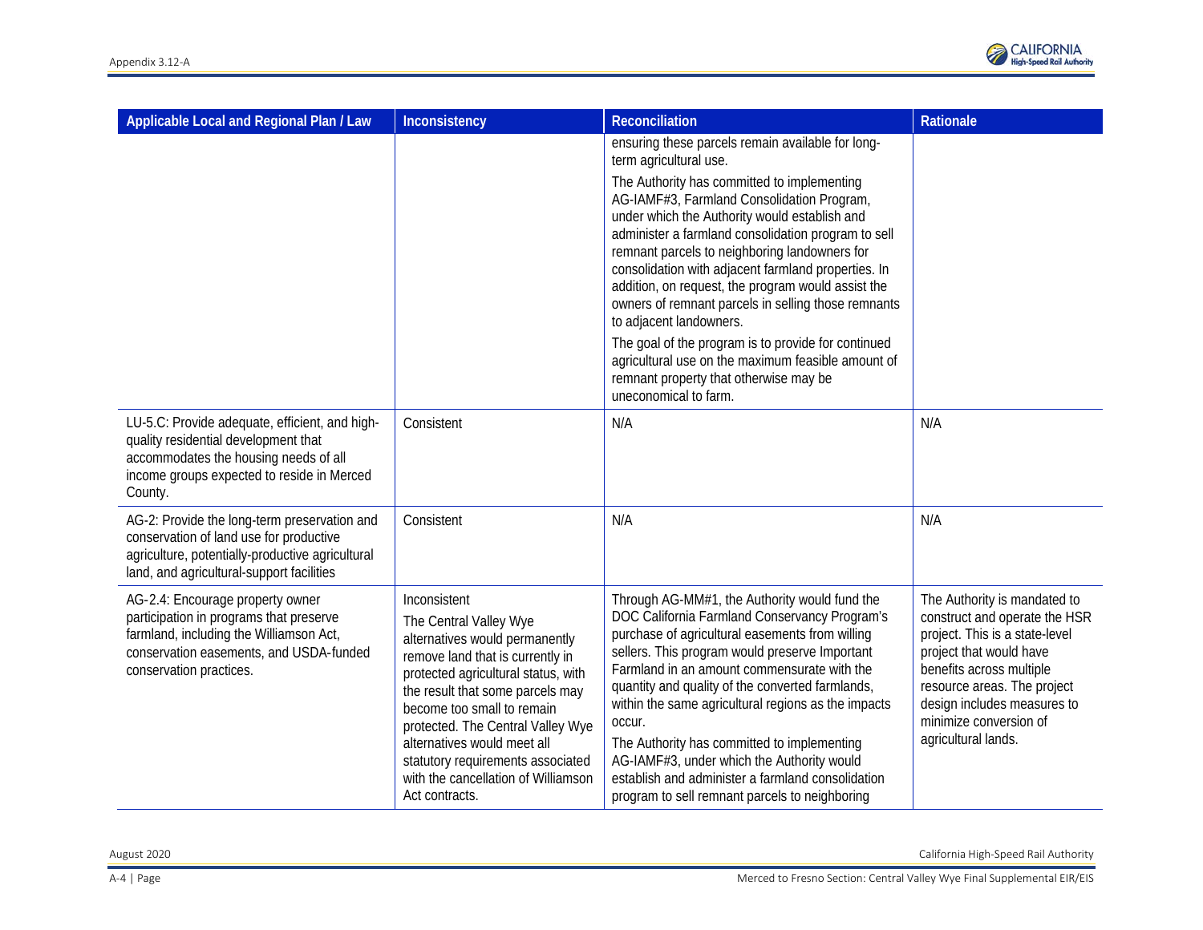| Applicable Local and Regional Plan / Law | Inconsistency | Reconciliation | Rationale |
|---|---|---|---|
| | | ensuring these parcels remain available for long-term agricultural use.<br><br>The Authority has committed to implementing AG-IAMF#3, Farmland Consolidation Program, under which the Authority would establish and administer a farmland consolidation program to sell remnant parcels to neighboring landowners for consolidation with adjacent farmland properties. In addition, on request, the program would assist the owners of remnant parcels in selling those remnants to adjacent landowners.<br><br>The goal of the program is to provide for continued agricultural use on the maximum feasible amount of remnant property that otherwise may be uneconomical to farm. | |
| LU-5.C: Provide adequate, efficient, and high-quality residential development that accommodates the housing needs of all income groups expected to reside in Merced County. | Consistent | N/A | N/A |
| AG-2: Provide the long-term preservation and conservation of land use for productive agriculture, potentially-productive agricultural land, and agricultural-support facilities | Consistent | N/A | N/A |
| AG-2.4: Encourage property owner participation in programs that preserve farmland, including the Williamson Act, conservation easements, and USDA-funded conservation practices. | Inconsistent<br><br>The Central Valley Wye alternatives would permanently remove land that is currently in protected agricultural status, with the result that some parcels may become too small to remain protected. The Central Valley Wye alternatives would meet all statutory requirements associated with the cancellation of Williamson Act contracts. | Through AG-MM#1, the Authority would fund the DOC California Farmland Conservancy Program's purchase of agricultural easements from willing sellers. This program would preserve Important Farmland in an amount commensurate with the quantity and quality of the converted farmlands, within the same agricultural regions as the impacts occur.<br><br>The Authority has committed to implementing AG-IAMF#3, under which the Authority would establish and administer a farmland consolidation program to sell remnant parcels to neighboring | The Authority is mandated to construct and operate the HSR project. This is a state-level project that would have benefits across multiple resource areas. The project design includes measures to minimize conversion of agricultural lands. |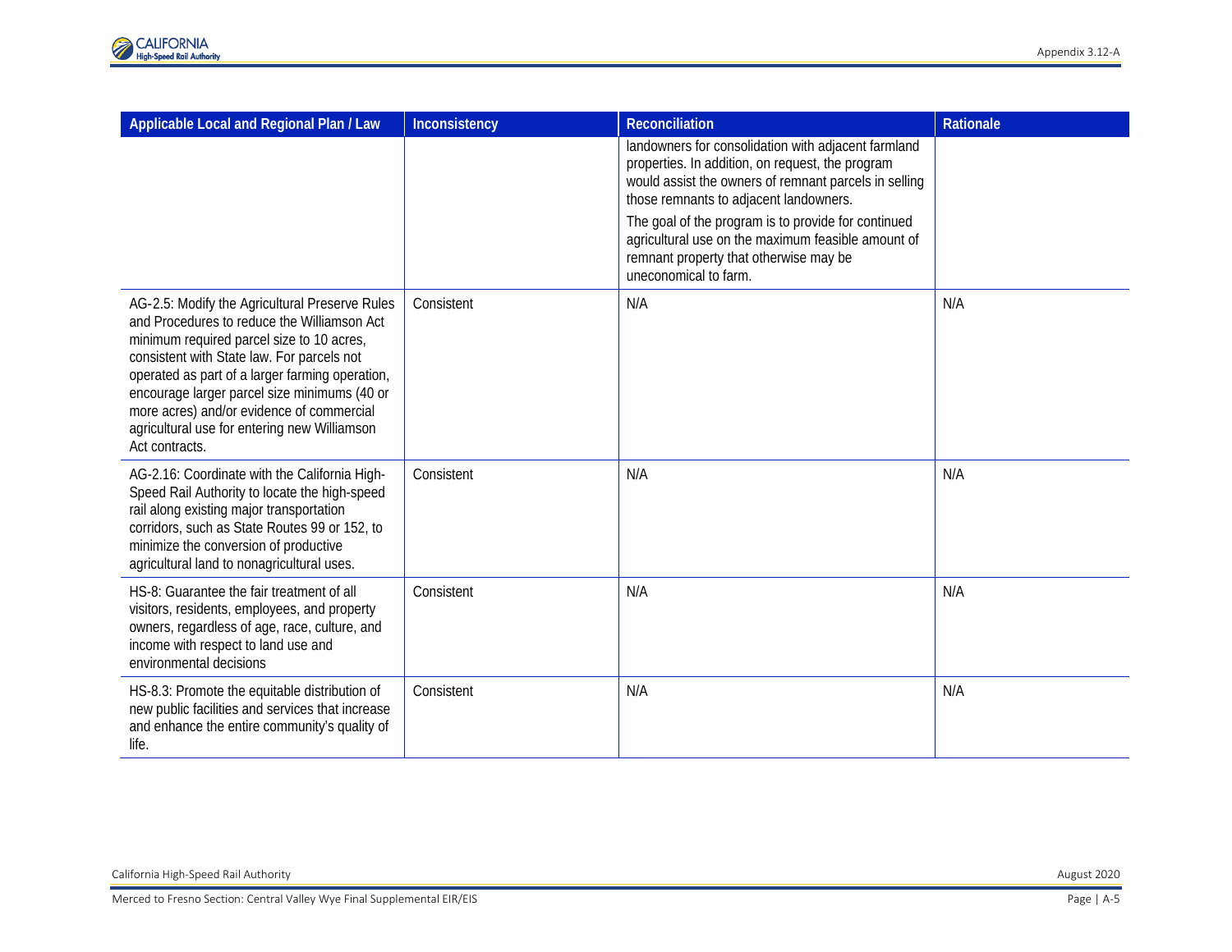| Applicable Local and Regional Plan / Law | Inconsistency | Reconciliation | Rationale |
|---|---|---|---|
| | | landowners for consolidation with adjacent farmland properties. In addition, on request, the program would assist the owners of remnant parcels in selling those remnants to adjacent landowners.<br><br>The goal of the program is to provide for continued agricultural use on the maximum feasible amount of remnant property that otherwise may be uneconomical to farm. | |
| AG-2.5: Modify the Agricultural Preserve Rules and Procedures to reduce the Williamson Act minimum required parcel size to 10 acres, consistent with State law. For parcels not operated as part of a larger farming operation, encourage larger parcel size minimums (40 or more acres) and/or evidence of commercial agricultural use for entering new Williamson Act contracts. | Consistent | N/A | N/A |
| AG-2.16: Coordinate with the California High-Speed Rail Authority to locate the high-speed rail along existing major transportation corridors, such as State Routes 99 or 152, to minimize the conversion of productive agricultural land to nonagricultural uses. | Consistent | N/A | N/A |
| HS-8: Guarantee the fair treatment of all visitors, residents, employees, and property owners, regardless of age, race, culture, and income with respect to land use and environmental decisions | Consistent | N/A | N/A |
| HS-8.3: Promote the equitable distribution of new public facilities and services that increase and enhance the entire community's quality of life. | Consistent | N/A | N/A |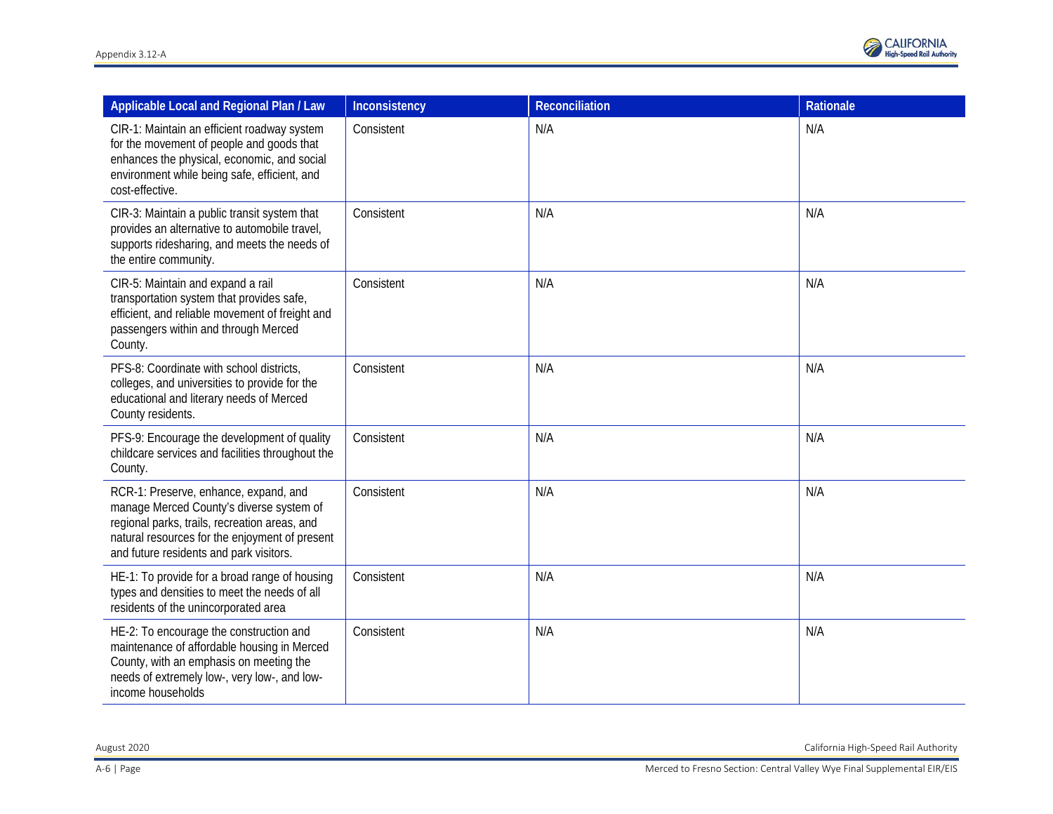| Applicable Local and Regional Plan / Law | Inconsistency | Reconciliation | Rationale |
|---|---|---|---|
| CIR-1: Maintain an efficient roadway system for the movement of people and goods that enhances the physical, economic, and social environment while being safe, efficient, and cost-effective. | Consistent | N/A | N/A |
| CIR-3: Maintain a public transit system that provides an alternative to automobile travel, supports ridesharing, and meets the needs of the entire community. | Consistent | N/A | N/A |
| CIR-5: Maintain and expand a rail transportation system that provides safe, efficient, and reliable movement of freight and passengers within and through Merced County. | Consistent | N/A | N/A |
| PFS-8: Coordinate with school districts, colleges, and universities to provide for the educational and literary needs of Merced County residents. | Consistent | N/A | N/A |
| PFS-9: Encourage the development of quality childcare services and facilities throughout the County. | Consistent | N/A | N/A |
| RCR-1: Preserve, enhance, expand, and manage Merced County's diverse system of regional parks, trails, recreation areas, and natural resources for the enjoyment of present and future residents and park visitors. | Consistent | N/A | N/A |
| HE-1: To provide for a broad range of housing types and densities to meet the needs of all residents of the unincorporated area | Consistent | N/A | N/A |
| HE-2: To encourage the construction and maintenance of affordable housing in Merced County, with an emphasis on meeting the needs of extremely low-, very low-, and low-income households | Consistent | N/A | N/A |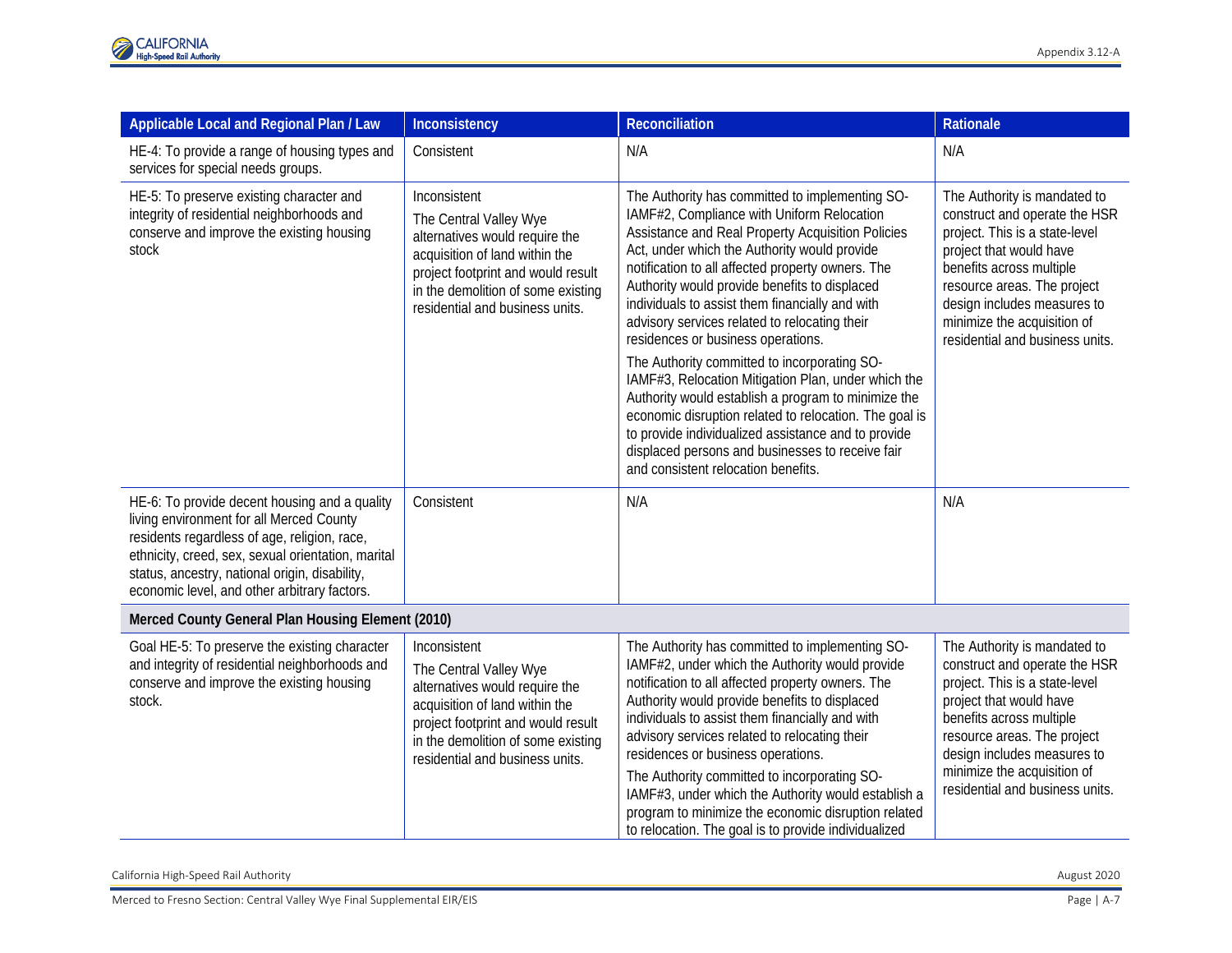| Applicable Local and Regional Plan / Law | Inconsistency | Reconciliation | Rationale |
|---|---|---|---|
| HE-4: To provide a range of housing types and services for special needs groups. | Consistent | N/A | N/A |
| HE-5: To preserve existing character and integrity of residential neighborhoods and conserve and improve the existing housing stock | Inconsistent<br><br>The Central Valley Wye alternatives would require the acquisition of land within the project footprint and would result in the demolition of some existing residential and business units. | The Authority has committed to implementing SO-IAMF#2, Compliance with Uniform Relocation Assistance and Real Property Acquisition Policies Act, under which the Authority would provide notification to all affected property owners. The Authority would provide benefits to displaced individuals to assist them financially and with advisory services related to relocating their residences or business operations.<br><br>The Authority committed to incorporating SO-IAMF#3, Relocation Mitigation Plan, under which the Authority would establish a program to minimize the economic disruption related to relocation. The goal is to provide individualized assistance and to provide displaced persons and businesses to receive fair and consistent relocation benefits. | The Authority is mandated to construct and operate the HSR project. This is a state-level project that would have benefits across multiple resource areas. The project design includes measures to minimize the acquisition of residential and business units. |
| HE-6: To provide decent housing and a quality living environment for all Merced County residents regardless of age, religion, race, ethnicity, creed, sex, sexual orientation, marital status, ancestry, national origin, disability, economic level, and other arbitrary factors. | Consistent | N/A | N/A |
| **Merced County General Plan Housing Element (2010)** | | | |
| Goal HE-5: To preserve the existing character and integrity of residential neighborhoods and conserve and improve the existing housing stock. | Inconsistent<br><br>The Central Valley Wye alternatives would require the acquisition of land within the project footprint and would result in the demolition of some existing residential and business units. | The Authority has committed to implementing SO-IAMF#2, under which the Authority would provide notification to all affected property owners. The Authority would provide benefits to displaced individuals to assist them financially and with advisory services related to relocating their residences or business operations.<br><br>The Authority committed to incorporating SO-IAMF#3, under which the Authority would establish a program to minimize the economic disruption related to relocation. The goal is to provide individualized | The Authority is mandated to construct and operate the HSR project. This is a state-level project that would have benefits across multiple resource areas. The project design includes measures to minimize the acquisition of residential and business units. |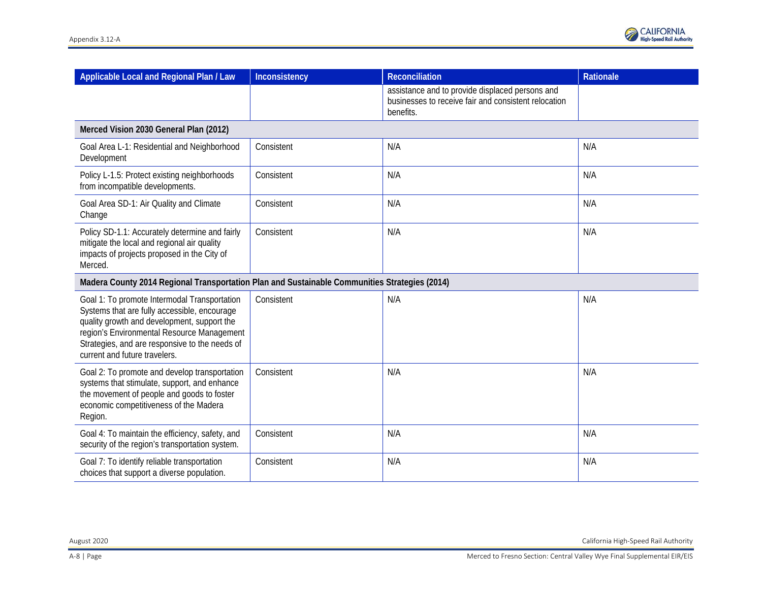| Applicable Local and Regional Plan / Law | Inconsistency | Reconciliation | Rationale |
|---|---|---|---|
| | | assistance and to provide displaced persons and businesses to receive fair and consistent relocation benefits. | |
| **Merced Vision 2030 General Plan (2012)** | | | |
| Goal Area L-1: Residential and Neighborhood Development | Consistent | N/A | N/A |
| Policy L-1.5: Protect existing neighborhoods from incompatible developments. | Consistent | N/A | N/A |
| Goal Area SD-1: Air Quality and Climate Change | Consistent | N/A | N/A |
| Policy SD-1.1: Accurately determine and fairly mitigate the local and regional air quality impacts of projects proposed in the City of Merced. | Consistent | N/A | N/A |
| **Madera County 2014 Regional Transportation Plan and Sustainable Communities Strategies (2014)** | | | |
| Goal 1: To promote Intermodal Transportation Systems that are fully accessible, encourage quality growth and development, support the region's Environmental Resource Management Strategies, and are responsive to the needs of current and future travelers. | Consistent | N/A | N/A |
| Goal 2: To promote and develop transportation systems that stimulate, support, and enhance the movement of people and goods to foster economic competitiveness of the Madera Region. | Consistent | N/A | N/A |
| Goal 4: To maintain the efficiency, safety, and security of the region's transportation system. | Consistent | N/A | N/A |
| Goal 7: To identify reliable transportation choices that support a diverse population. | Consistent | N/A | N/A |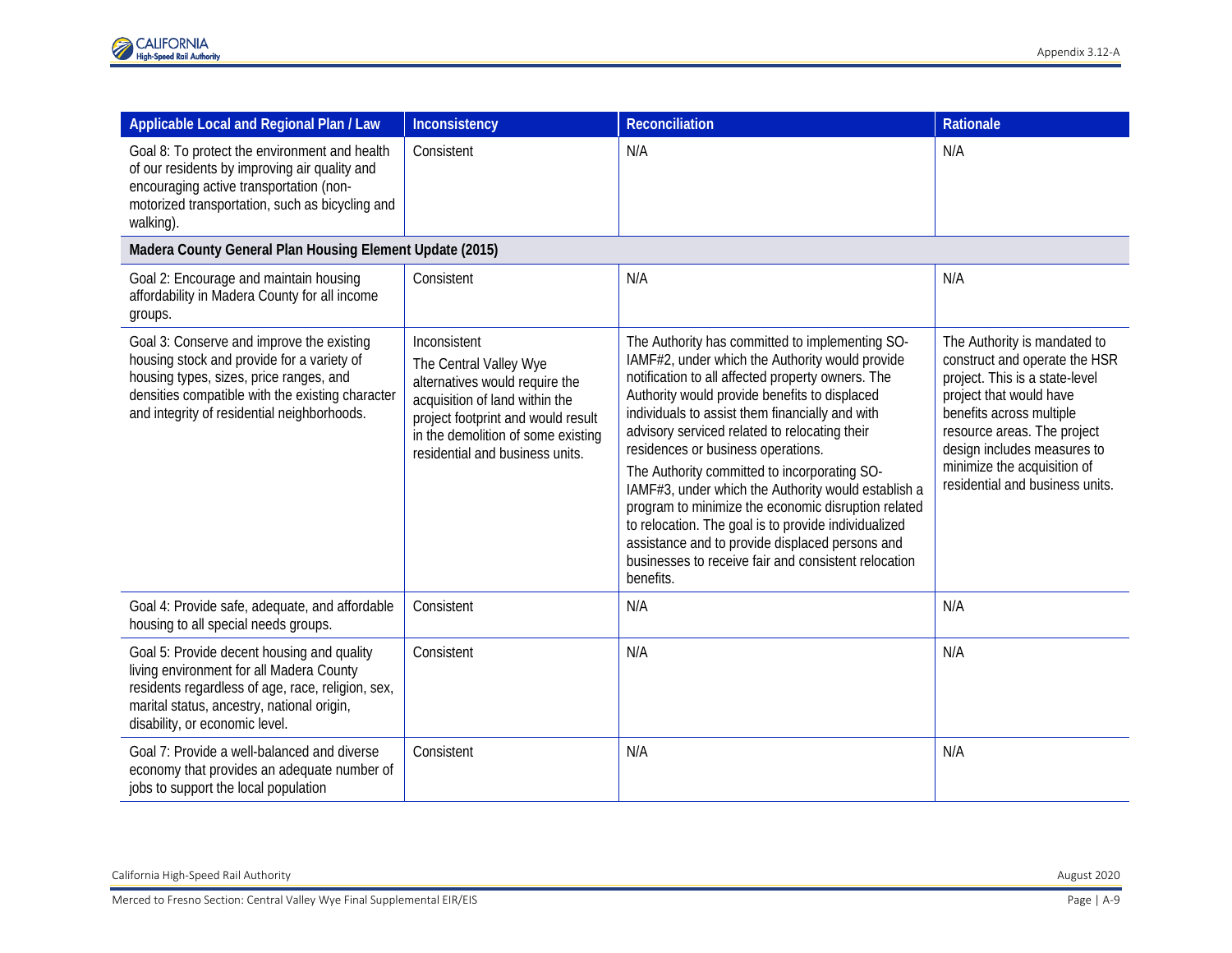| Applicable Local and Regional Plan / Law | Inconsistency | Reconciliation | Rationale |
|---|---|---|---|
| Goal 8: To protect the environment and health of our residents by improving air quality and encouraging active transportation (non-motorized transportation, such as bicycling and walking). | Consistent | N/A | N/A |
| **Madera County General Plan Housing Element Update (2015)** | | | |
| Goal 2: Encourage and maintain housing affordability in Madera County for all income groups. | Consistent | N/A | N/A |
| Goal 3: Conserve and improve the existing housing stock and provide for a variety of housing types, sizes, price ranges, and densities compatible with the existing character and integrity of residential neighborhoods. | Inconsistent<br>The Central Valley Wye alternatives would require the acquisition of land within the project footprint and would result in the demolition of some existing residential and business units. | The Authority has committed to implementing SO-IAMF#2, under which the Authority would provide notification to all affected property owners. The Authority would provide benefits to displaced individuals to assist them financially and with advisory serviced related to relocating their residences or business operations.<br>The Authority committed to incorporating SO-IAMF#3, under which the Authority would establish a program to minimize the economic disruption related to relocation. The goal is to provide individualized assistance and to provide displaced persons and businesses to receive fair and consistent relocation benefits. | The Authority is mandated to construct and operate the HSR project. This is a state-level project that would have benefits across multiple resource areas. The project design includes measures to minimize the acquisition of residential and business units. |
| Goal 4: Provide safe, adequate, and affordable housing to all special needs groups. | Consistent | N/A | N/A |
| Goal 5: Provide decent housing and quality living environment for all Madera County residents regardless of age, race, religion, sex, marital status, ancestry, national origin, disability, or economic level. | Consistent | N/A | N/A |
| Goal 7: Provide a well-balanced and diverse economy that provides an adequate number of jobs to support the local population | Consistent | N/A | N/A |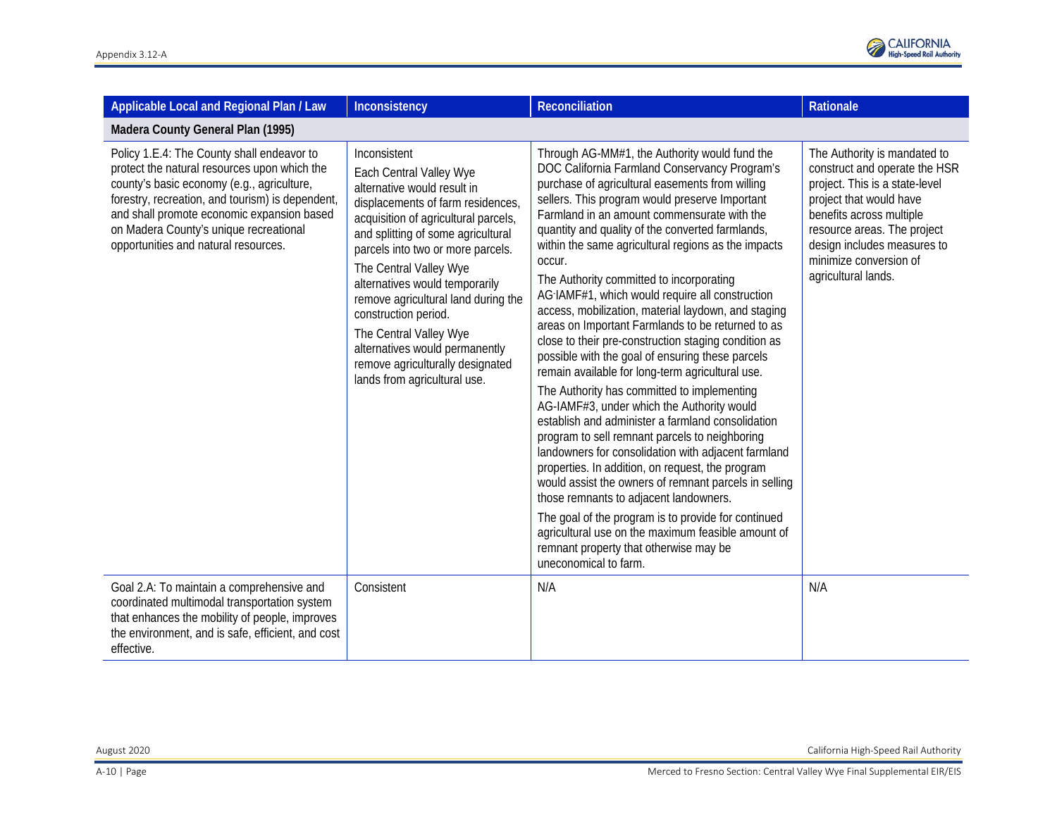| Applicable Local and Regional Plan / Law | Inconsistency | Reconciliation | Rationale |
|---|---|---|---|
| **Madera County General Plan (1995)** | | | |
| Policy 1.E.4: The County shall endeavor to protect the natural resources upon which the county's basic economy (e.g., agriculture, forestry, recreation, and tourism) is dependent, and shall promote economic expansion based on Madera County's unique recreational opportunities and natural resources. | Inconsistent<br><br>Each Central Valley Wye alternative would result in displacements of farm residences, acquisition of agricultural parcels, and splitting of some agricultural parcels into two or more parcels.<br><br>The Central Valley Wye alternatives would temporarily remove agricultural land during the construction period.<br><br>The Central Valley Wye alternatives would permanently remove agriculturally designated lands from agricultural use. | Through AG-MM#1, the Authority would fund the DOC California Farmland Conservancy Program's purchase of agricultural easements from willing sellers. This program would preserve Important Farmland in an amount commensurate with the quantity and quality of the converted farmlands, within the same agricultural regions as the impacts occur.<br><br>The Authority committed to incorporating AG-IAMF#1, which would require all construction access, mobilization, material laydown, and staging areas on Important Farmlands to be returned to as close to their pre-construction staging condition as possible with the goal of ensuring these parcels remain available for long-term agricultural use.<br><br>The Authority has committed to implementing AG-IAMF#3, under which the Authority would establish and administer a farmland consolidation program to sell remnant parcels to neighboring landowners for consolidation with adjacent farmland properties. In addition, on request, the program would assist the owners of remnant parcels in selling those remnants to adjacent landowners.<br><br>The goal of the program is to provide for continued agricultural use on the maximum feasible amount of remnant property that otherwise may be uneconomical to farm. | The Authority is mandated to construct and operate the HSR project. This is a state-level project that would have benefits across multiple resource areas. The project design includes measures to minimize conversion of agricultural lands. |
| Goal 2.A: To maintain a comprehensive and coordinated multimodal transportation system that enhances the mobility of people, improves the environment, and is safe, efficient, and cost effective. | Consistent | N/A | N/A |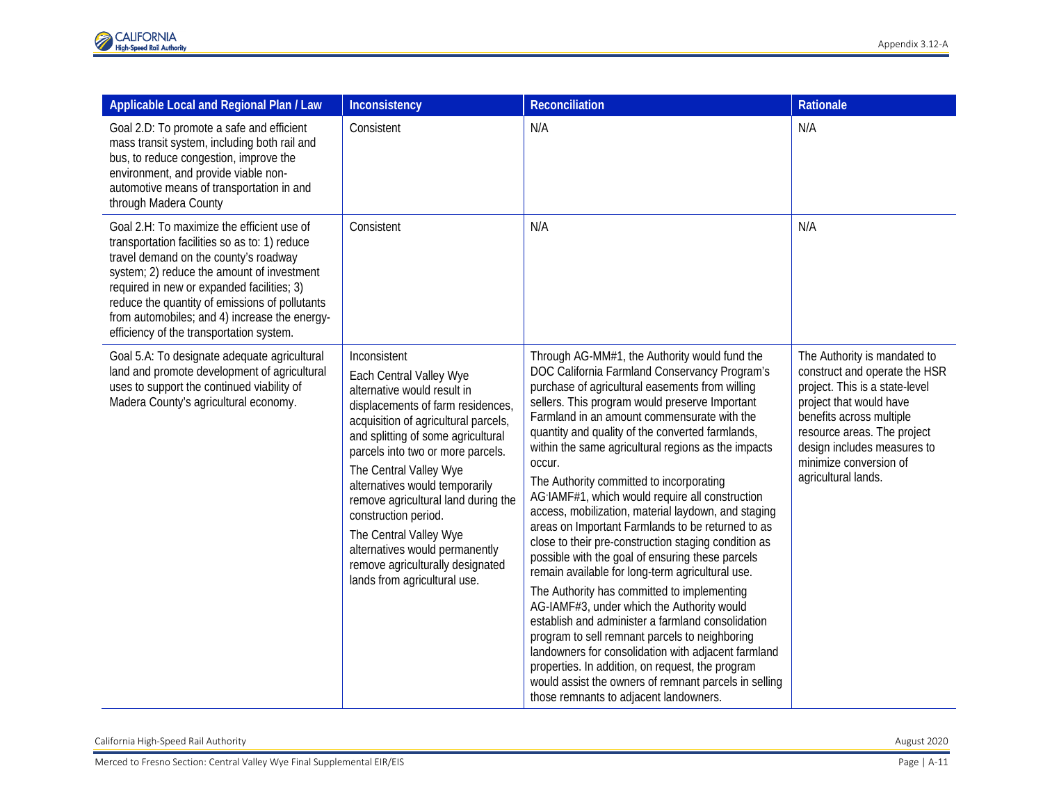| Applicable Local and Regional Plan / Law | Inconsistency | Reconciliation | Rationale |
|---|---|---|---|
| Goal 2.D: To promote a safe and efficient mass transit system, including both rail and bus, to reduce congestion, improve the environment, and provide viable non-automotive means of transportation in and through Madera County | Consistent | N/A | N/A |
| Goal 2.H: To maximize the efficient use of transportation facilities so as to: 1) reduce travel demand on the county's roadway system; 2) reduce the amount of investment required in new or expanded facilities; 3) reduce the quantity of emissions of pollutants from automobiles; and 4) increase the energy-efficiency of the transportation system. | Consistent | N/A | N/A |
| Goal 5.A: To designate adequate agricultural land and promote development of agricultural uses to support the continued viability of Madera County's agricultural economy. | Inconsistent<br><br>Each Central Valley Wye alternative would result in displacements of farm residences, acquisition of agricultural parcels, and splitting of some agricultural parcels into two or more parcels.<br><br>The Central Valley Wye alternatives would temporarily remove agricultural land during the construction period.<br><br>The Central Valley Wye alternatives would permanently remove agriculturally designated lands from agricultural use. | Through AG-MM#1, the Authority would fund the DOC California Farmland Conservancy Program's purchase of agricultural easements from willing sellers. This program would preserve Important Farmland in an amount commensurate with the quantity and quality of the converted farmlands, within the same agricultural regions as the impacts occur.<br><br>The Authority committed to incorporating AG-IAMF#1, which would require all construction access, mobilization, material laydown, and staging areas on Important Farmlands to be returned to as close to their pre-construction staging condition as possible with the goal of ensuring these parcels remain available for long-term agricultural use.<br><br>The Authority has committed to implementing AG-IAMF#3, under which the Authority would establish and administer a farmland consolidation program to sell remnant parcels to neighboring landowners for consolidation with adjacent farmland properties. In addition, on request, the program would assist the owners of remnant parcels in selling those remnants to adjacent landowners. | The Authority is mandated to construct and operate the HSR project. This is a state-level project that would have benefits across multiple resource areas. The project design includes measures to minimize conversion of agricultural lands. |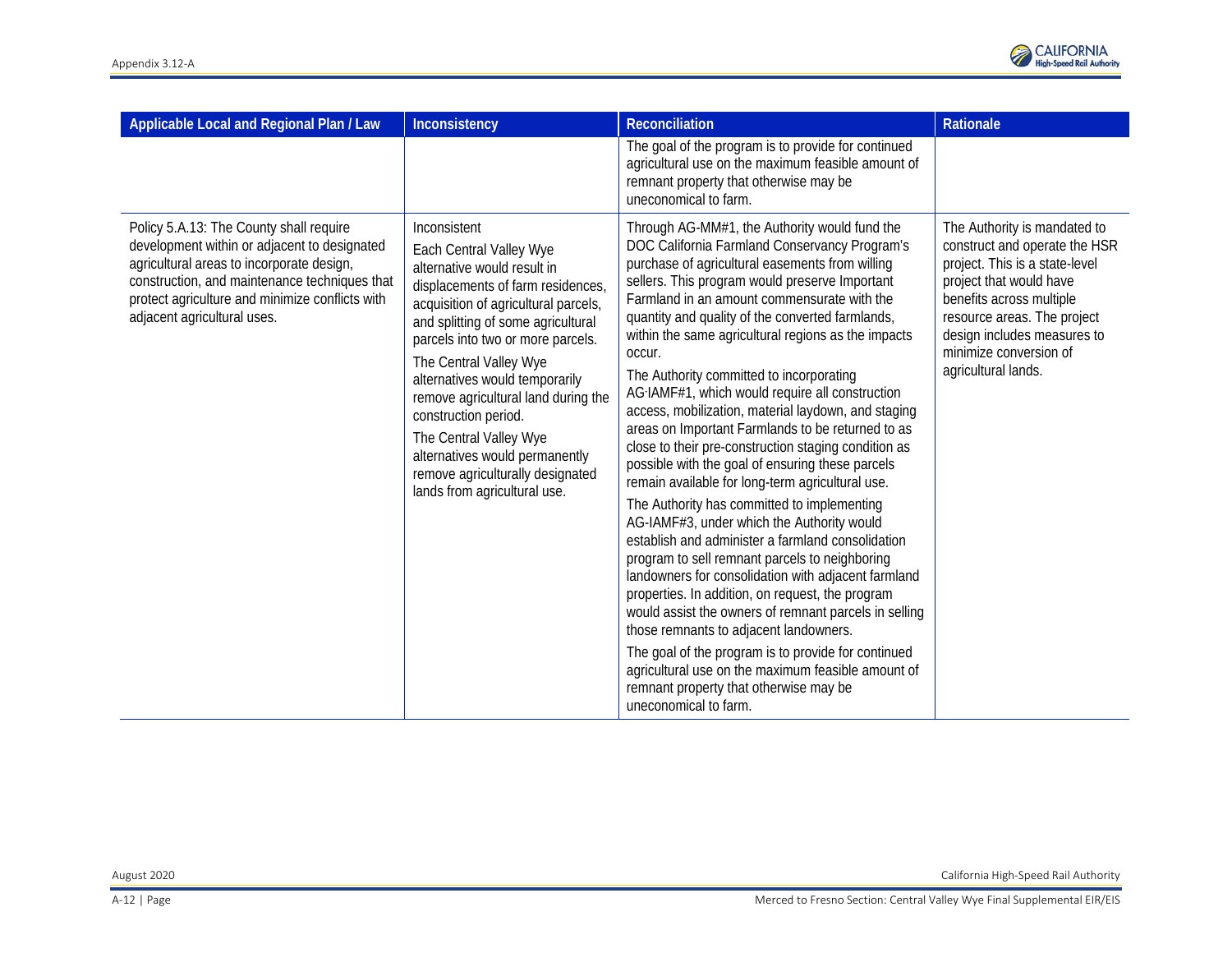| Applicable Local and Regional Plan / Law | Inconsistency | Reconciliation | Rationale |
|---|---|---|---|
| | | The goal of the program is to provide for continued agricultural use on the maximum feasible amount of remnant property that otherwise may be uneconomical to farm. | |
| Policy 5.A.13: The County shall require development within or adjacent to designated agricultural areas to incorporate design, construction, and maintenance techniques that protect agriculture and minimize conflicts with adjacent agricultural uses. | Inconsistent<br><br>Each Central Valley Wye alternative would result in displacements of farm residences, acquisition of agricultural parcels, and splitting of some agricultural parcels into two or more parcels.<br><br>The Central Valley Wye alternatives would temporarily remove agricultural land during the construction period.<br><br>The Central Valley Wye alternatives would permanently remove agriculturally designated lands from agricultural use. | Through AG-MM#1, the Authority would fund the DOC California Farmland Conservancy Program's purchase of agricultural easements from willing sellers. This program would preserve Important Farmland in an amount commensurate with the quantity and quality of the converted farmlands, within the same agricultural regions as the impacts occur.<br><br>The Authority committed to incorporating AG-IAMF#1, which would require all construction access, mobilization, material laydown, and staging areas on Important Farmlands to be returned to as close to their pre-construction staging condition as possible with the goal of ensuring these parcels remain available for long-term agricultural use.<br><br>The Authority has committed to implementing AG-IAMF#3, under which the Authority would establish and administer a farmland consolidation program to sell remnant parcels to neighboring landowners for consolidation with adjacent farmland properties. In addition, on request, the program would assist the owners of remnant parcels in selling those remnants to adjacent landowners.<br><br>The goal of the program is to provide for continued agricultural use on the maximum feasible amount of remnant property that otherwise may be uneconomical to farm. | The Authority is mandated to construct and operate the HSR project. This is a state-level project that would have benefits across multiple resource areas. The project design includes measures to minimize conversion of agricultural lands. |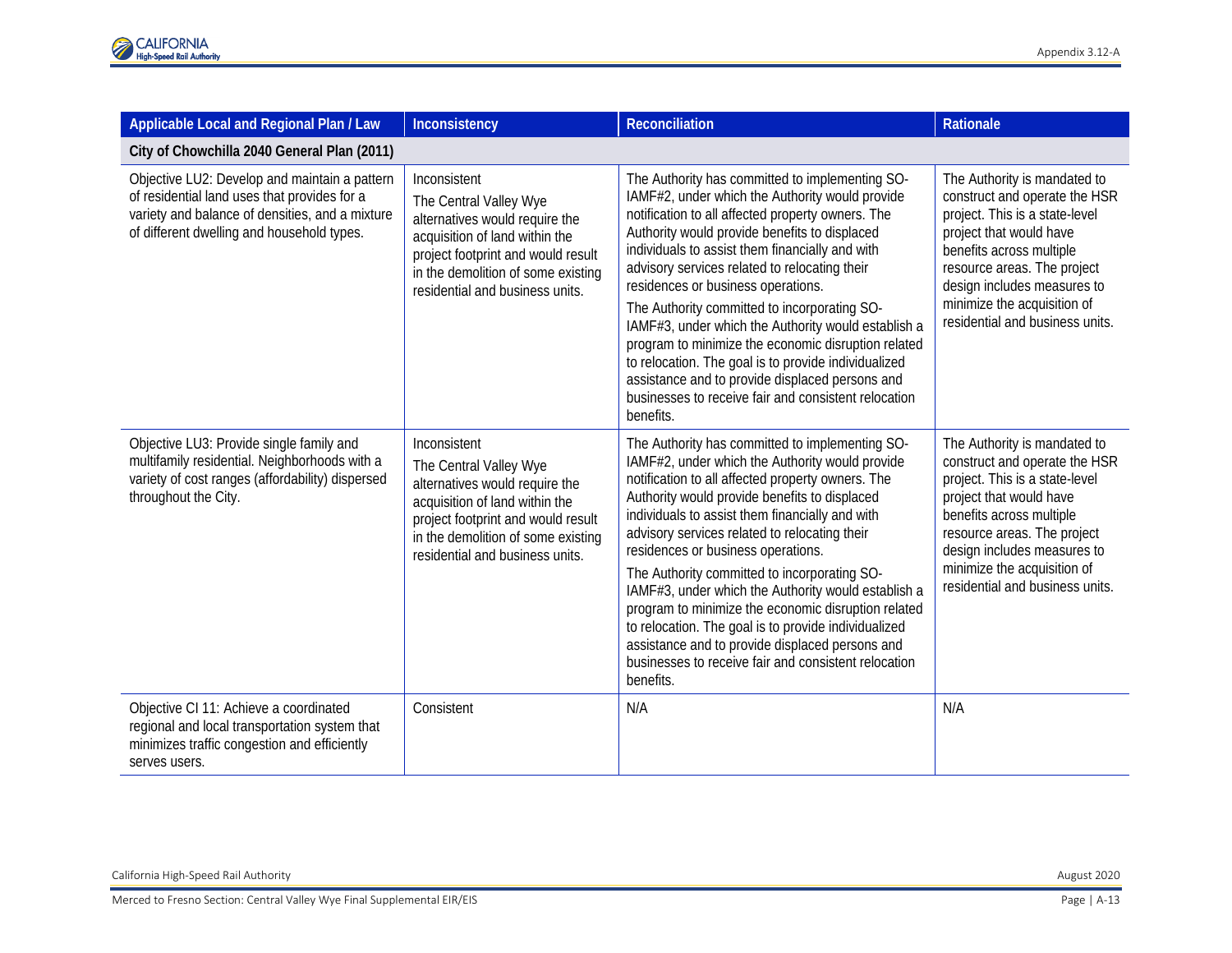| Applicable Local and Regional Plan / Law | Inconsistency | Reconciliation | Rationale |
|---|---|---|---|
| **City of Chowchilla 2040 General Plan (2011)** | | | |
| Objective LU2: Develop and maintain a pattern of residential land uses that provides for a variety and balance of densities, and a mixture of different dwelling and household types. | Inconsistent<br>The Central Valley Wye alternatives would require the acquisition of land within the project footprint and would result in the demolition of some existing residential and business units. | The Authority has committed to implementing SO-IAMF#2, under which the Authority would provide notification to all affected property owners. The Authority would provide benefits to displaced individuals to assist them financially and with advisory services related to relocating their residences or business operations.<br>The Authority committed to incorporating SO-IAMF#3, under which the Authority would establish a program to minimize the economic disruption related to relocation. The goal is to provide individualized assistance and to provide displaced persons and businesses to receive fair and consistent relocation benefits. | The Authority is mandated to construct and operate the HSR project. This is a state-level project that would have benefits across multiple resource areas. The project design includes measures to minimize the acquisition of residential and business units. |
| Objective LU3: Provide single family and multifamily residential. Neighborhoods with a variety of cost ranges (affordability) dispersed throughout the City. | Inconsistent<br>The Central Valley Wye alternatives would require the acquisition of land within the project footprint and would result in the demolition of some existing residential and business units. | The Authority has committed to implementing SO-IAMF#2, under which the Authority would provide notification to all affected property owners. The Authority would provide benefits to displaced individuals to assist them financially and with advisory services related to relocating their residences or business operations.<br>The Authority committed to incorporating SO-IAMF#3, under which the Authority would establish a program to minimize the economic disruption related to relocation. The goal is to provide individualized assistance and to provide displaced persons and businesses to receive fair and consistent relocation benefits. | The Authority is mandated to construct and operate the HSR project. This is a state-level project that would have benefits across multiple resource areas. The project design includes measures to minimize the acquisition of residential and business units. |
| Objective CI 11: Achieve a coordinated regional and local transportation system that minimizes traffic congestion and efficiently serves users. | Consistent | N/A | N/A |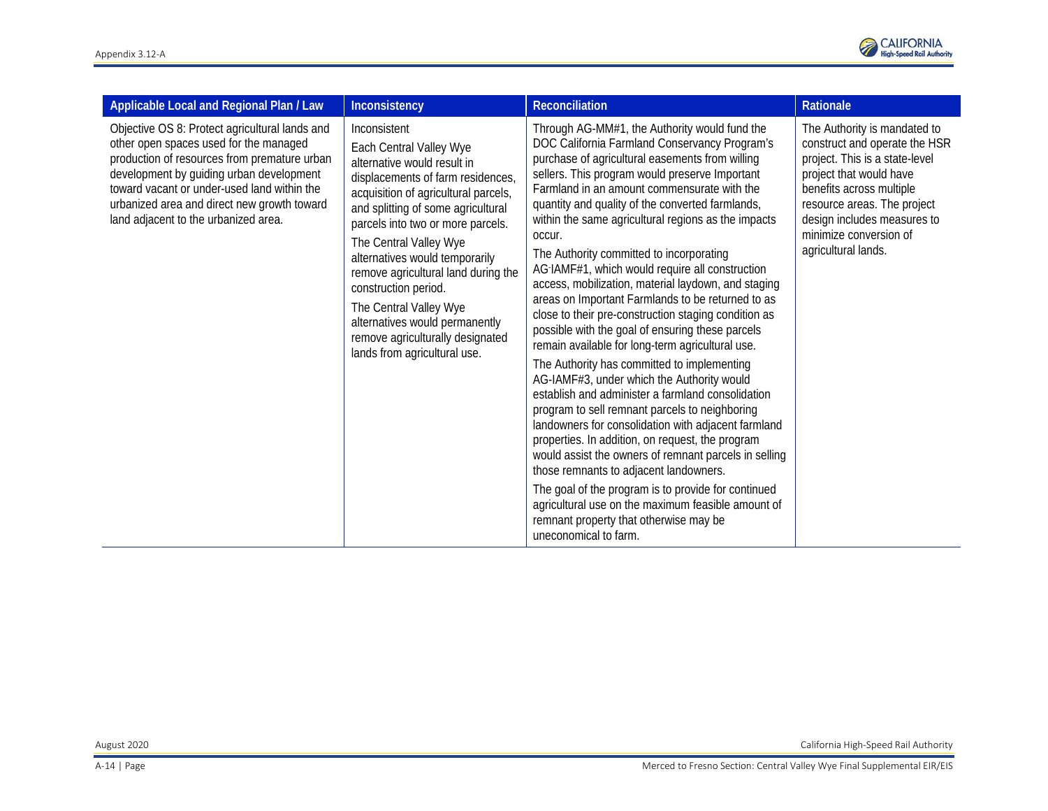| Applicable Local and Regional Plan / Law | Inconsistency | Reconciliation | Rationale |
|---|---|---|---|
| Objective OS 8: Protect agricultural lands and other open spaces used for the managed production of resources from premature urban development by guiding urban development toward vacant or under-used land within the urbanized area and direct new growth toward land adjacent to the urbanized area. | Inconsistent<br><br>Each Central Valley Wye alternative would result in displacements of farm residences, acquisition of agricultural parcels, and splitting of some agricultural parcels into two or more parcels.<br><br>The Central Valley Wye alternatives would temporarily remove agricultural land during the construction period.<br><br>The Central Valley Wye alternatives would permanently remove agriculturally designated lands from agricultural use. | Through AG-MM#1, the Authority would fund the DOC California Farmland Conservancy Program's purchase of agricultural easements from willing sellers. This program would preserve Important Farmland in an amount commensurate with the quantity and quality of the converted farmlands, within the same agricultural regions as the impacts occur.<br><br>The Authority committed to incorporating AG-IAMF#1, which would require all construction access, mobilization, material laydown, and staging areas on Important Farmlands to be returned to as close to their pre-construction staging condition as possible with the goal of ensuring these parcels remain available for long-term agricultural use.<br><br>The Authority has committed to implementing AG-IAMF#3, under which the Authority would establish and administer a farmland consolidation program to sell remnant parcels to neighboring landowners for consolidation with adjacent farmland properties. In addition, on request, the program would assist the owners of remnant parcels in selling those remnants to adjacent landowners.<br><br>The goal of the program is to provide for continued agricultural use on the maximum feasible amount of remnant property that otherwise may be uneconomical to farm. | The Authority is mandated to construct and operate the HSR project. This is a state-level project that would have benefits across multiple resource areas. The project design includes measures to minimize conversion of agricultural lands. |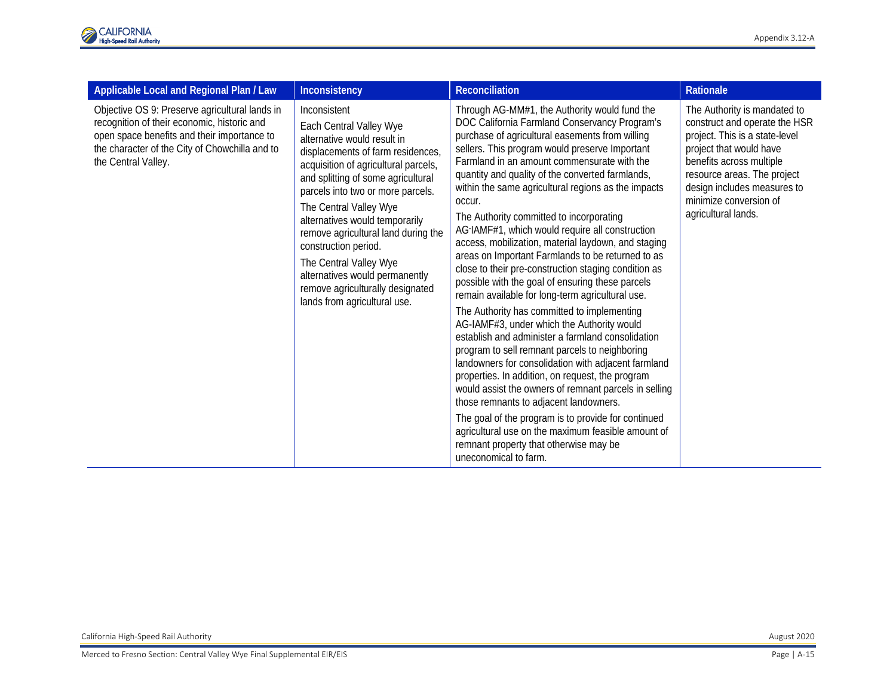| Applicable Local and Regional Plan / Law | Inconsistency | Reconciliation | Rationale |
|---|---|---|---|
| Objective OS 9: Preserve agricultural lands in recognition of their economic, historic and open space benefits and their importance to the character of the City of Chowchilla and to the Central Valley. | Inconsistent<br><br>Each Central Valley Wye alternative would result in displacements of farm residences, acquisition of agricultural parcels, and splitting of some agricultural parcels into two or more parcels.<br><br>The Central Valley Wye alternatives would temporarily remove agricultural land during the construction period.<br><br>The Central Valley Wye alternatives would permanently remove agriculturally designated lands from agricultural use. | Through AG-MM#1, the Authority would fund the DOC California Farmland Conservancy Program's purchase of agricultural easements from willing sellers. This program would preserve Important Farmland in an amount commensurate with the quantity and quality of the converted farmlands, within the same agricultural regions as the impacts occur.<br><br>The Authority committed to incorporating AG-IAMF#1, which would require all construction access, mobilization, material laydown, and staging areas on Important Farmlands to be returned to as close to their pre-construction staging condition as possible with the goal of ensuring these parcels remain available for long-term agricultural use.<br><br>The Authority has committed to implementing AG-IAMF#3, under which the Authority would establish and administer a farmland consolidation program to sell remnant parcels to neighboring landowners for consolidation with adjacent farmland properties. In addition, on request, the program would assist the owners of remnant parcels in selling those remnants to adjacent landowners.<br><br>The goal of the program is to provide for continued agricultural use on the maximum feasible amount of remnant property that otherwise may be uneconomical to farm. | The Authority is mandated to construct and operate the HSR project. This is a state-level project that would have benefits across multiple resource areas. The project design includes measures to minimize conversion of agricultural lands. |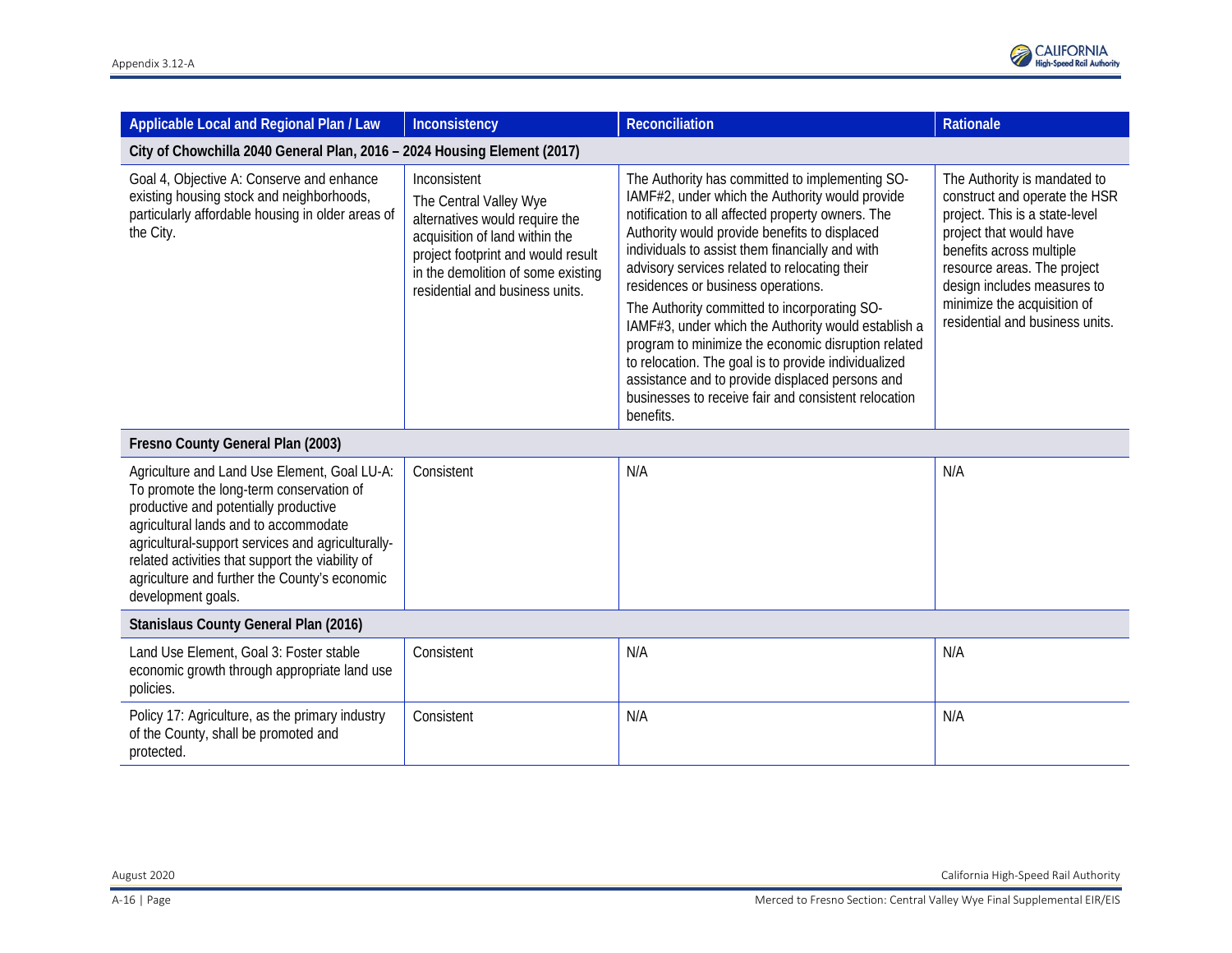| Applicable Local and Regional Plan / Law | Inconsistency | Reconciliation | Rationale |
|---|---|---|---|
| **City of Chowchilla 2040 General Plan, 2016 – 2024 Housing Element (2017)** | | | |
| Goal 4, Objective A: Conserve and enhance existing housing stock and neighborhoods, particularly affordable housing in older areas of the City. | Inconsistent<br>The Central Valley Wye alternatives would require the acquisition of land within the project footprint and would result in the demolition of some existing residential and business units. | The Authority has committed to implementing SO-IAMF#2, under which the Authority would provide notification to all affected property owners. The Authority would provide benefits to displaced individuals to assist them financially and with advisory services related to relocating their residences or business operations.<br>The Authority committed to incorporating SO-IAMF#3, under which the Authority would establish a program to minimize the economic disruption related to relocation. The goal is to provide individualized assistance and to provide displaced persons and businesses to receive fair and consistent relocation benefits. | The Authority is mandated to construct and operate the HSR project. This is a state-level project that would have benefits across multiple resource areas. The project design includes measures to minimize the acquisition of residential and business units. |
| **Fresno County General Plan (2003)** | | | |
| Agriculture and Land Use Element, Goal LU-A: To promote the long-term conservation of productive and potentially productive agricultural lands and to accommodate agricultural-support services and agriculturally-related activities that support the viability of agriculture and further the County's economic development goals. | Consistent | N/A | N/A |
| **Stanislaus County General Plan (2016)** | | | |
| Land Use Element, Goal 3: Foster stable economic growth through appropriate land use policies. | Consistent | N/A | N/A |
| Policy 17: Agriculture, as the primary industry of the County, shall be promoted and protected. | Consistent | N/A | N/A |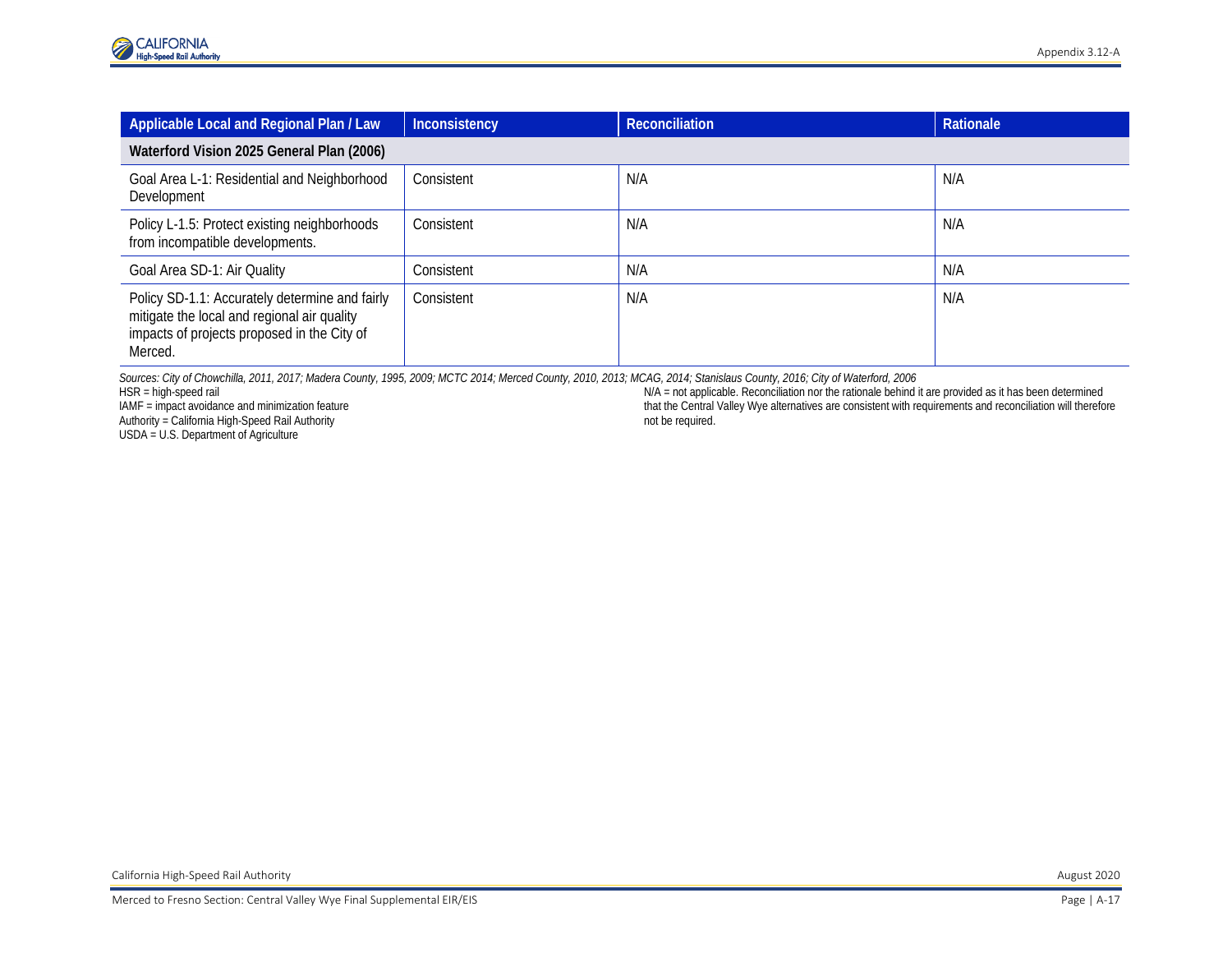| Applicable Local and Regional Plan / Law | Inconsistency | Reconciliation | Rationale |
|---|---|---|---|
| **Waterford Vision 2025 General Plan (2006)** | | | |
| Goal Area L-1: Residential and Neighborhood Development | Consistent | N/A | N/A |
| Policy L-1.5: Protect existing neighborhoods from incompatible developments. | Consistent | N/A | N/A |
| Goal Area SD-1: Air Quality | Consistent | N/A | N/A |
| Policy SD-1.1: Accurately determine and fairly mitigate the local and regional air quality impacts of projects proposed in the City of Merced. | Consistent | N/A | N/A |

*Sources: City of Chowchilla, 2011, 2017; Madera County, 1995, 2009; MCTC 2014; Merced County, 2010, 2013; MCAG, 2014; Stanislaus County, 2016; City of Waterford, 2006*

HSR = high-speed rail
IAMF = impact avoidance and minimization feature
Authority = California High-Speed Rail Authority
USDA = U.S. Department of Agriculture

N/A = not applicable. Reconciliation nor the rationale behind it are provided as it has been determined that the Central Valley Wye alternatives are consistent with requirements and reconciliation will therefore not be required.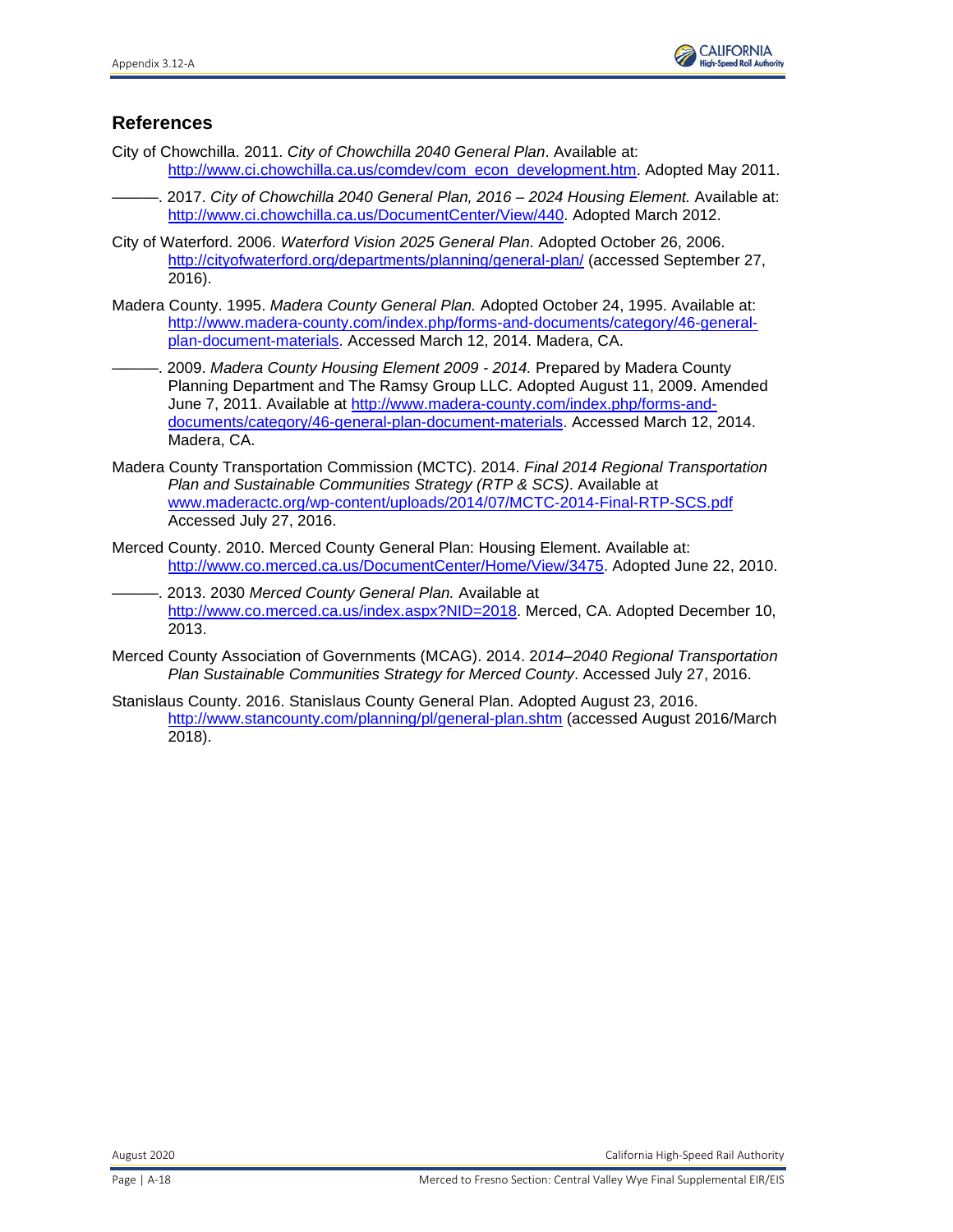## References

City of Chowchilla. 2011. *City of Chowchilla 2040 General Plan*. Available at: http://www.ci.chowchilla.ca.us/comdev/com_econ_development.htm. Adopted May 2011.

———. 2017. *City of Chowchilla 2040 General Plan, 2016 – 2024 Housing Element.* Available at: http://www.ci.chowchilla.ca.us/DocumentCenter/View/440. Adopted March 2012.

City of Waterford. 2006. *Waterford Vision 2025 General Plan*. Adopted October 26, 2006. http://cityofwaterford.org/departments/planning/general-plan/ (accessed September 27, 2016).

Madera County. 1995. *Madera County General Plan.* Adopted October 24, 1995. Available at: http://www.madera-county.com/index.php/forms-and-documents/category/46-general-plan-document-materials. Accessed March 12, 2014. Madera, CA.

———. 2009. *Madera County Housing Element 2009 - 2014.* Prepared by Madera County Planning Department and The Ramsy Group LLC. Adopted August 11, 2009. Amended June 7, 2011. Available at http://www.madera-county.com/index.php/forms-and-documents/category/46-general-plan-document-materials. Accessed March 12, 2014. Madera, CA.

Madera County Transportation Commission (MCTC). 2014. *Final 2014 Regional Transportation Plan and Sustainable Communities Strategy (RTP & SCS)*. Available at www.maderactc.org/wp-content/uploads/2014/07/MCTC-2014-Final-RTP-SCS.pdf Accessed July 27, 2016.

Merced County. 2010. Merced County General Plan: Housing Element. Available at: http://www.co.merced.ca.us/DocumentCenter/Home/View/3475. Adopted June 22, 2010.

———. 2013. 2030 *Merced County General Plan.* Available at http://www.co.merced.ca.us/index.aspx?NID=2018. Merced, CA. Adopted December 10, 2013.

Merced County Association of Governments (MCAG). 2014. 2*014–2040 Regional Transportation Plan Sustainable Communities Strategy for Merced County*. Accessed July 27, 2016.

Stanislaus County. 2016. Stanislaus County General Plan. Adopted August 23, 2016. http://www.stancounty.com/planning/pl/general-plan.shtm (accessed August 2016/March 2018).